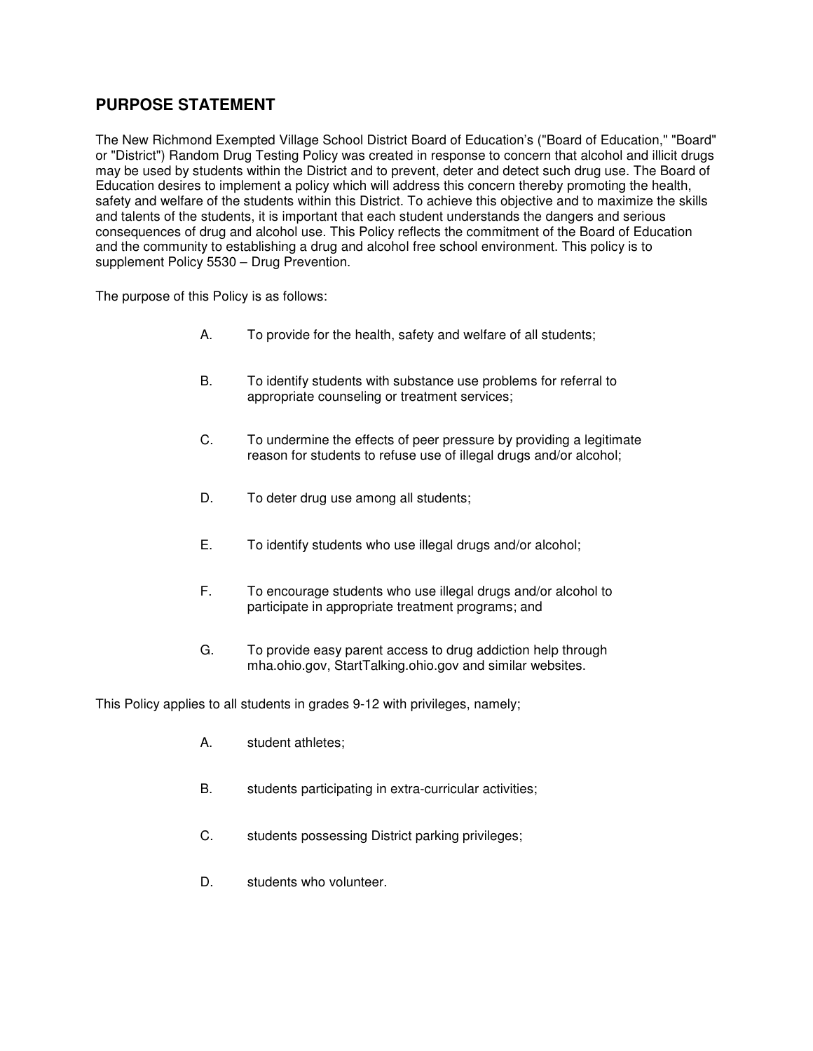## PURPOSE STATEMENT

The New Richmond Exempted Village School District Board of Education's ("Board of Education," "Board" or "District") Random Drug Testing Policy was created in response to concern that alcohol and illicit drugs may be used by students within the District and to prevent, deter and detect such drug use. The Board of Education desires to implement a policy which will address this concern thereby promoting the health, safety and welfare of the students within this District. To achieve this objective and to maximize the skills and talents of the students, it is important that each student understands the dangers and serious consequences of drug and alcohol use. This Policy reflects the commitment of the Board of Education and the community to establishing a drug and alcohol free school environment. This policy is to supplement Policy 5530 – Drug Prevention.

The purpose of this Policy is as follows:

A. To provide for the health, safety and welfare of all students;

B. To identify students with substance use problems for referral to appropriate counseling or treatment services;

C. To undermine the effects of peer pressure by providing a legitimate reason for students to refuse use of illegal drugs and/or alcohol;

D. To deter drug use among all students;

E. To identify students who use illegal drugs and/or alcohol;

F. To encourage students who use illegal drugs and/or alcohol to participate in appropriate treatment programs; and

G. To provide easy parent access to drug addiction help through mha.ohio.gov, StartTalking.ohio.gov and similar websites.

This Policy applies to all students in grades 9-12 with privileges, namely;

A. student athletes;

B. students participating in extra-curricular activities;

C. students possessing District parking privileges;

D. students who volunteer.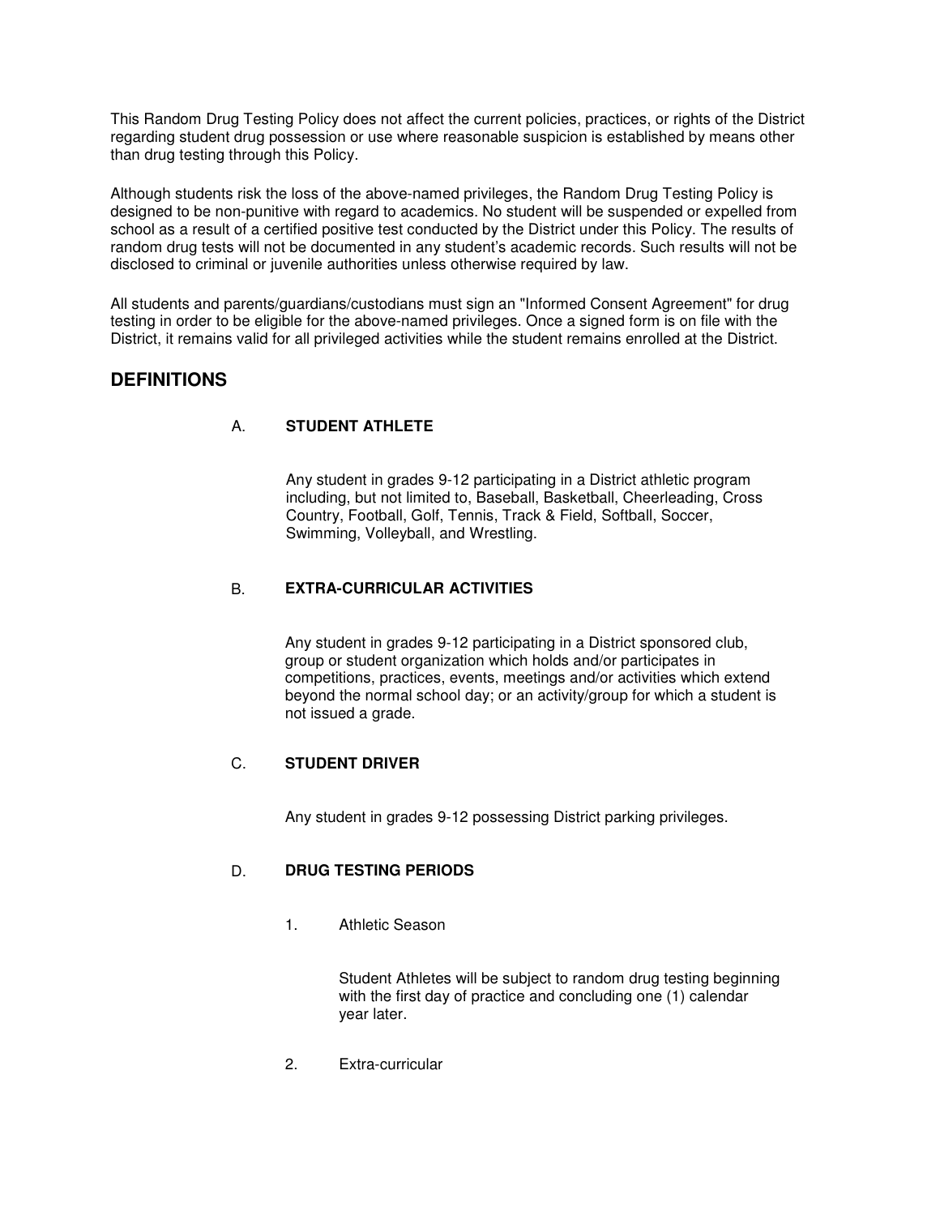This Random Drug Testing Policy does not affect the current policies, practices, or rights of the District regarding student drug possession or use where reasonable suspicion is established by means other than drug testing through this Policy.

Although students risk the loss of the above-named privileges, the Random Drug Testing Policy is designed to be non-punitive with regard to academics. No student will be suspended or expelled from school as a result of a certified positive test conducted by the District under this Policy. The results of random drug tests will not be documented in any student's academic records. Such results will not be disclosed to criminal or juvenile authorities unless otherwise required by law.

All students and parents/guardians/custodians must sign an "Informed Consent Agreement" for drug testing in order to be eligible for the above-named privileges. Once a signed form is on file with the District, it remains valid for all privileged activities while the student remains enrolled at the District.

## DEFINITIONS

A. **STUDENT ATHLETE**

Any student in grades 9-12 participating in a District athletic program including, but not limited to, Baseball, Basketball, Cheerleading, Cross Country, Football, Golf, Tennis, Track & Field, Softball, Soccer, Swimming, Volleyball, and Wrestling.

B. **EXTRA-CURRICULAR ACTIVITIES**

Any student in grades 9-12 participating in a District sponsored club, group or student organization which holds and/or participates in competitions, practices, events, meetings and/or activities which extend beyond the normal school day; or an activity/group for which a student is not issued a grade.

C. **STUDENT DRIVER**

Any student in grades 9-12 possessing District parking privileges.

D. **DRUG TESTING PERIODS**

1. Athletic Season

   Student Athletes will be subject to random drug testing beginning with the first day of practice and concluding one (1) calendar year later.

2. Extra-curricular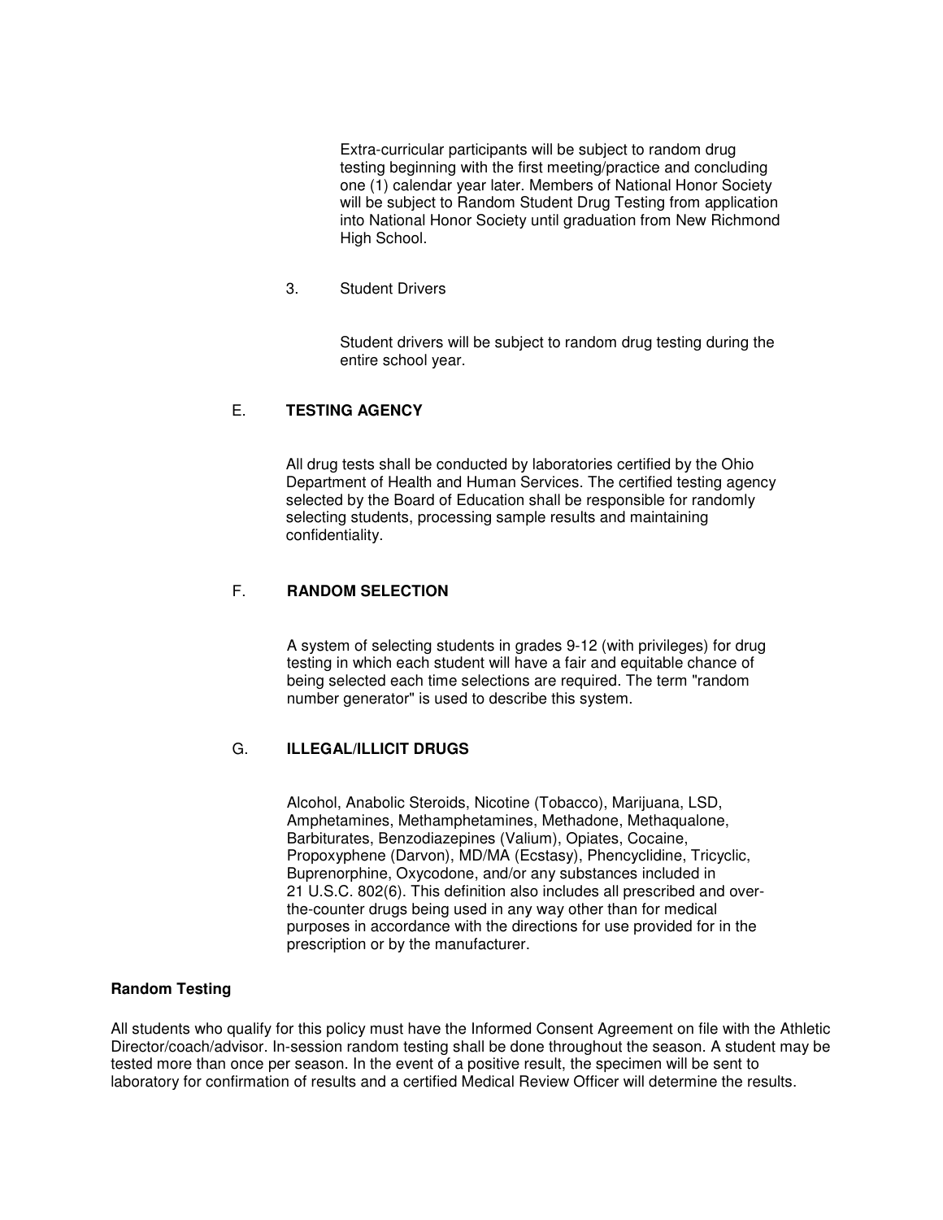Extra-curricular participants will be subject to random drug testing beginning with the first meeting/practice and concluding one (1) calendar year later. Members of National Honor Society will be subject to Random Student Drug Testing from application into National Honor Society until graduation from New Richmond High School.

3. Student Drivers

   Student drivers will be subject to random drug testing during the entire school year.

E. **TESTING AGENCY**

All drug tests shall be conducted by laboratories certified by the Ohio Department of Health and Human Services. The certified testing agency selected by the Board of Education shall be responsible for randomly selecting students, processing sample results and maintaining confidentiality.

F. **RANDOM SELECTION**

A system of selecting students in grades 9-12 (with privileges) for drug testing in which each student will have a fair and equitable chance of being selected each time selections are required. The term "random number generator" is used to describe this system.

G. **ILLEGAL/ILLICIT DRUGS**

Alcohol, Anabolic Steroids, Nicotine (Tobacco), Marijuana, LSD, Amphetamines, Methamphetamines, Methadone, Methaqualone, Barbiturates, Benzodiazepines (Valium), Opiates, Cocaine, Propoxyphene (Darvon), MD/MA (Ecstasy), Phencyclidine, Tricyclic, Buprenorphine, Oxycodone, and/or any substances included in 21 U.S.C. 802(6). This definition also includes all prescribed and over-the-counter drugs being used in any way other than for medical purposes in accordance with the directions for use provided for in the prescription or by the manufacturer.

**Random Testing**

All students who qualify for this policy must have the Informed Consent Agreement on file with the Athletic Director/coach/advisor. In-session random testing shall be done throughout the season. A student may be tested more than once per season. In the event of a positive result, the specimen will be sent to laboratory for confirmation of results and a certified Medical Review Officer will determine the results.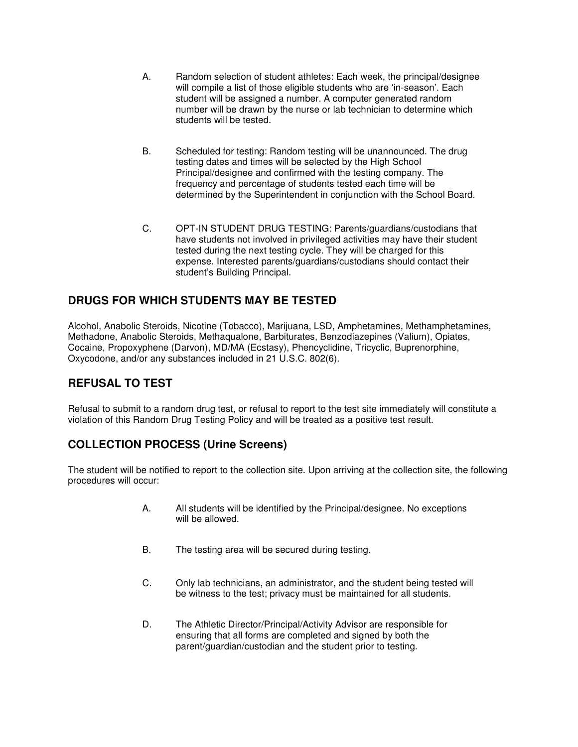A. Random selection of student athletes: Each week, the principal/designee will compile a list of those eligible students who are 'in-season'. Each student will be assigned a number. A computer generated random number will be drawn by the nurse or lab technician to determine which students will be tested.

B. Scheduled for testing: Random testing will be unannounced. The drug testing dates and times will be selected by the High School Principal/designee and confirmed with the testing company. The frequency and percentage of students tested each time will be determined by the Superintendent in conjunction with the School Board.

C. OPT-IN STUDENT DRUG TESTING: Parents/guardians/custodians that have students not involved in privileged activities may have their student tested during the next testing cycle. They will be charged for this expense. Interested parents/guardians/custodians should contact their student's Building Principal.

## DRUGS FOR WHICH STUDENTS MAY BE TESTED

Alcohol, Anabolic Steroids, Nicotine (Tobacco), Marijuana, LSD, Amphetamines, Methamphetamines, Methadone, Anabolic Steroids, Methaqualone, Barbiturates, Benzodiazepines (Valium), Opiates, Cocaine, Propoxyphene (Darvon), MD/MA (Ecstasy), Phencyclidine, Tricyclic, Buprenorphine, Oxycodone, and/or any substances included in 21 U.S.C. 802(6).

## REFUSAL TO TEST

Refusal to submit to a random drug test, or refusal to report to the test site immediately will constitute a violation of this Random Drug Testing Policy and will be treated as a positive test result.

## COLLECTION PROCESS (Urine Screens)

The student will be notified to report to the collection site. Upon arriving at the collection site, the following procedures will occur:

A. All students will be identified by the Principal/designee. No exceptions will be allowed.

B. The testing area will be secured during testing.

C. Only lab technicians, an administrator, and the student being tested will be witness to the test; privacy must be maintained for all students.

D. The Athletic Director/Principal/Activity Advisor are responsible for ensuring that all forms are completed and signed by both the parent/guardian/custodian and the student prior to testing.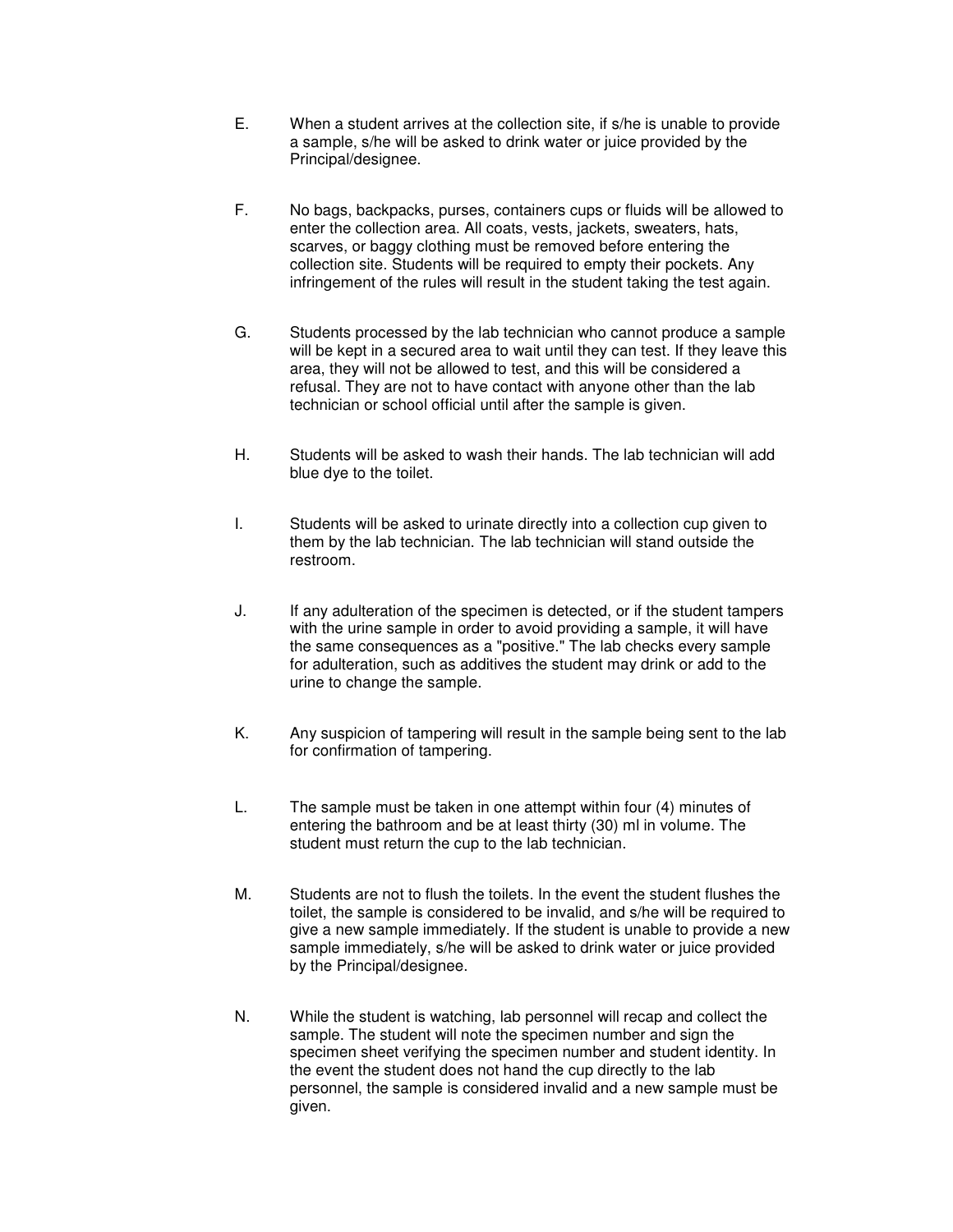E. When a student arrives at the collection site, if s/he is unable to provide a sample, s/he will be asked to drink water or juice provided by the Principal/designee.

F. No bags, backpacks, purses, containers cups or fluids will be allowed to enter the collection area. All coats, vests, jackets, sweaters, hats, scarves, or baggy clothing must be removed before entering the collection site. Students will be required to empty their pockets. Any infringement of the rules will result in the student taking the test again.

G. Students processed by the lab technician who cannot produce a sample will be kept in a secured area to wait until they can test. If they leave this area, they will not be allowed to test, and this will be considered a refusal. They are not to have contact with anyone other than the lab technician or school official until after the sample is given.

H. Students will be asked to wash their hands. The lab technician will add blue dye to the toilet.

I. Students will be asked to urinate directly into a collection cup given to them by the lab technician. The lab technician will stand outside the restroom.

J. If any adulteration of the specimen is detected, or if the student tampers with the urine sample in order to avoid providing a sample, it will have the same consequences as a "positive." The lab checks every sample for adulteration, such as additives the student may drink or add to the urine to change the sample.

K. Any suspicion of tampering will result in the sample being sent to the lab for confirmation of tampering.

L. The sample must be taken in one attempt within four (4) minutes of entering the bathroom and be at least thirty (30) ml in volume. The student must return the cup to the lab technician.

M. Students are not to flush the toilets. In the event the student flushes the toilet, the sample is considered to be invalid, and s/he will be required to give a new sample immediately. If the student is unable to provide a new sample immediately, s/he will be asked to drink water or juice provided by the Principal/designee.

N. While the student is watching, lab personnel will recap and collect the sample. The student will note the specimen number and sign the specimen sheet verifying the specimen number and student identity. In the event the student does not hand the cup directly to the lab personnel, the sample is considered invalid and a new sample must be given.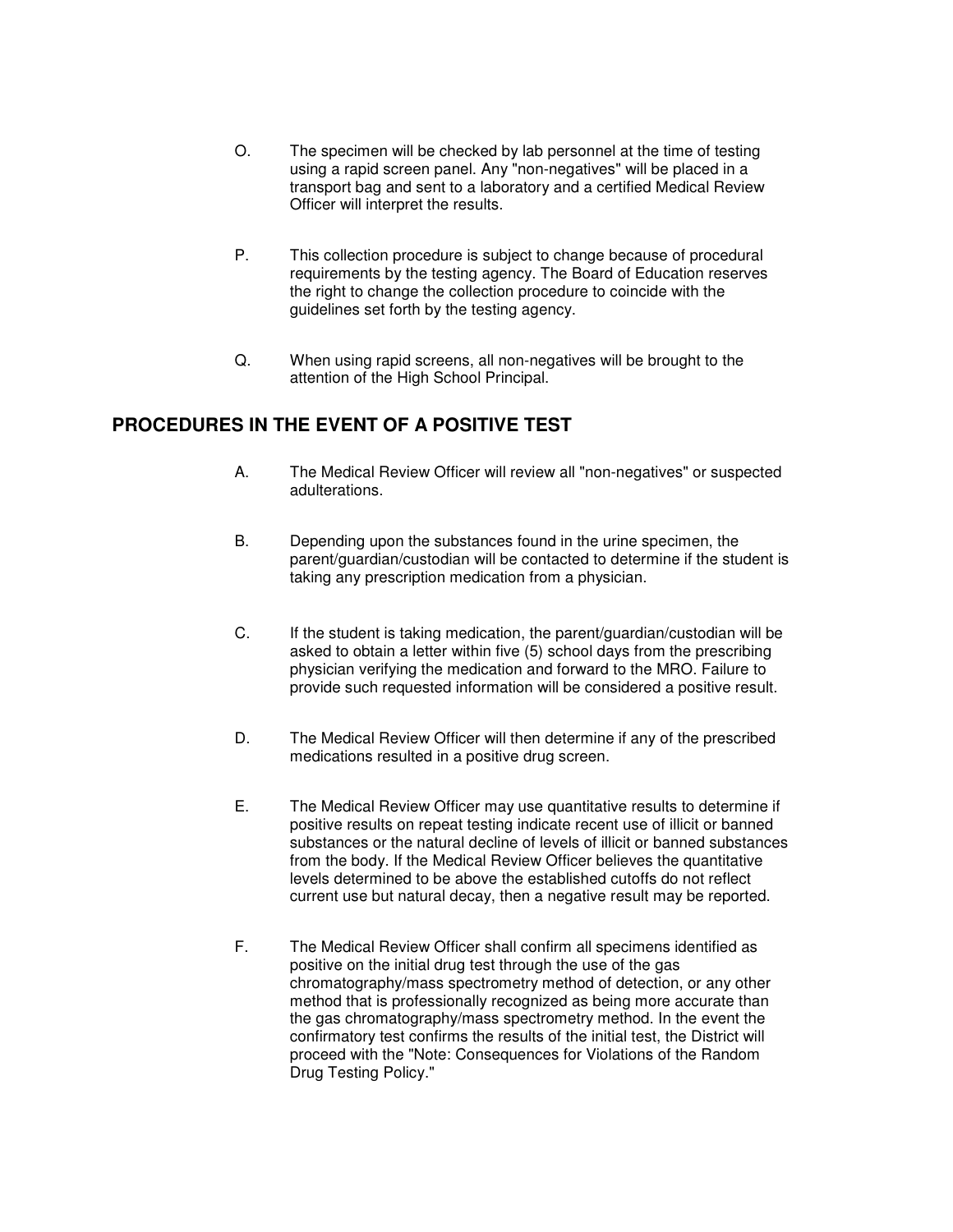O. The specimen will be checked by lab personnel at the time of testing using a rapid screen panel. Any "non-negatives" will be placed in a transport bag and sent to a laboratory and a certified Medical Review Officer will interpret the results.

P. This collection procedure is subject to change because of procedural requirements by the testing agency. The Board of Education reserves the right to change the collection procedure to coincide with the guidelines set forth by the testing agency.

Q. When using rapid screens, all non-negatives will be brought to the attention of the High School Principal.

## PROCEDURES IN THE EVENT OF A POSITIVE TEST

A. The Medical Review Officer will review all "non-negatives" or suspected adulterations.

B. Depending upon the substances found in the urine specimen, the parent/guardian/custodian will be contacted to determine if the student is taking any prescription medication from a physician.

C. If the student is taking medication, the parent/guardian/custodian will be asked to obtain a letter within five (5) school days from the prescribing physician verifying the medication and forward to the MRO. Failure to provide such requested information will be considered a positive result.

D. The Medical Review Officer will then determine if any of the prescribed medications resulted in a positive drug screen.

E. The Medical Review Officer may use quantitative results to determine if positive results on repeat testing indicate recent use of illicit or banned substances or the natural decline of levels of illicit or banned substances from the body. If the Medical Review Officer believes the quantitative levels determined to be above the established cutoffs do not reflect current use but natural decay, then a negative result may be reported.

F. The Medical Review Officer shall confirm all specimens identified as positive on the initial drug test through the use of the gas chromatography/mass spectrometry method of detection, or any other method that is professionally recognized as being more accurate than the gas chromatography/mass spectrometry method. In the event the confirmatory test confirms the results of the initial test, the District will proceed with the "Note: Consequences for Violations of the Random Drug Testing Policy."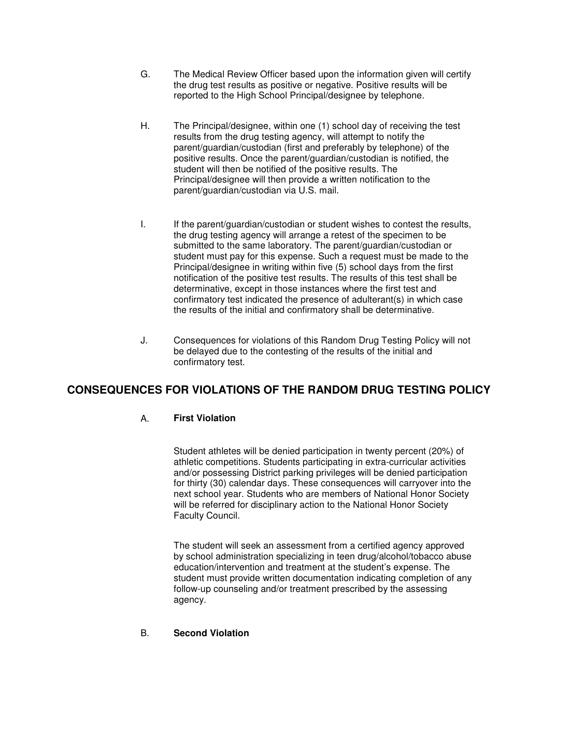G. The Medical Review Officer based upon the information given will certify the drug test results as positive or negative. Positive results will be reported to the High School Principal/designee by telephone.

H. The Principal/designee, within one (1) school day of receiving the test results from the drug testing agency, will attempt to notify the parent/guardian/custodian (first and preferably by telephone) of the positive results. Once the parent/guardian/custodian is notified, the student will then be notified of the positive results. The Principal/designee will then provide a written notification to the parent/guardian/custodian via U.S. mail.

I. If the parent/guardian/custodian or student wishes to contest the results, the drug testing agency will arrange a retest of the specimen to be submitted to the same laboratory. The parent/guardian/custodian or student must pay for this expense. Such a request must be made to the Principal/designee in writing within five (5) school days from the first notification of the positive test results. The results of this test shall be determinative, except in those instances where the first test and confirmatory test indicated the presence of adulterant(s) in which case the results of the initial and confirmatory shall be determinative.

J. Consequences for violations of this Random Drug Testing Policy will not be delayed due to the contesting of the results of the initial and confirmatory test.

## CONSEQUENCES FOR VIOLATIONS OF THE RANDOM DRUG TESTING POLICY

A. **First Violation**

Student athletes will be denied participation in twenty percent (20%) of athletic competitions. Students participating in extra-curricular activities and/or possessing District parking privileges will be denied participation for thirty (30) calendar days. These consequences will carryover into the next school year. Students who are members of National Honor Society will be referred for disciplinary action to the National Honor Society Faculty Council.

The student will seek an assessment from a certified agency approved by school administration specializing in teen drug/alcohol/tobacco abuse education/intervention and treatment at the student's expense. The student must provide written documentation indicating completion of any follow-up counseling and/or treatment prescribed by the assessing agency.

B. **Second Violation**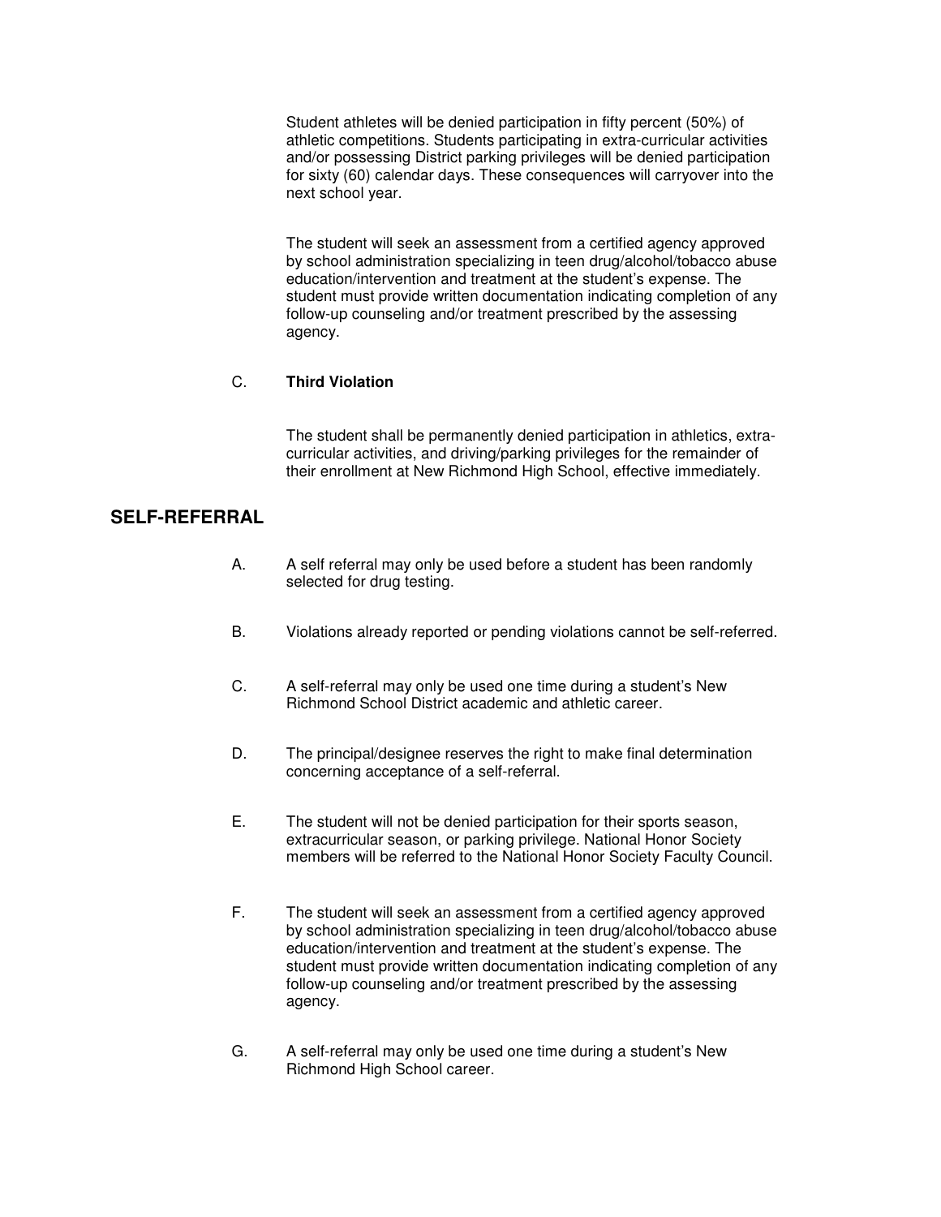Student athletes will be denied participation in fifty percent (50%) of athletic competitions. Students participating in extra-curricular activities and/or possessing District parking privileges will be denied participation for sixty (60) calendar days. These consequences will carryover into the next school year.

The student will seek an assessment from a certified agency approved by school administration specializing in teen drug/alcohol/tobacco abuse education/intervention and treatment at the student's expense. The student must provide written documentation indicating completion of any follow-up counseling and/or treatment prescribed by the assessing agency.

C. **Third Violation**

The student shall be permanently denied participation in athletics, extra-curricular activities, and driving/parking privileges for the remainder of their enrollment at New Richmond High School, effective immediately.

## SELF-REFERRAL

A. A self referral may only be used before a student has been randomly selected for drug testing.

B. Violations already reported or pending violations cannot be self-referred.

C. A self-referral may only be used one time during a student's New Richmond School District academic and athletic career.

D. The principal/designee reserves the right to make final determination concerning acceptance of a self-referral.

E. The student will not be denied participation for their sports season, extracurricular season, or parking privilege. National Honor Society members will be referred to the National Honor Society Faculty Council.

F. The student will seek an assessment from a certified agency approved by school administration specializing in teen drug/alcohol/tobacco abuse education/intervention and treatment at the student's expense. The student must provide written documentation indicating completion of any follow-up counseling and/or treatment prescribed by the assessing agency.

G. A self-referral may only be used one time during a student's New Richmond High School career.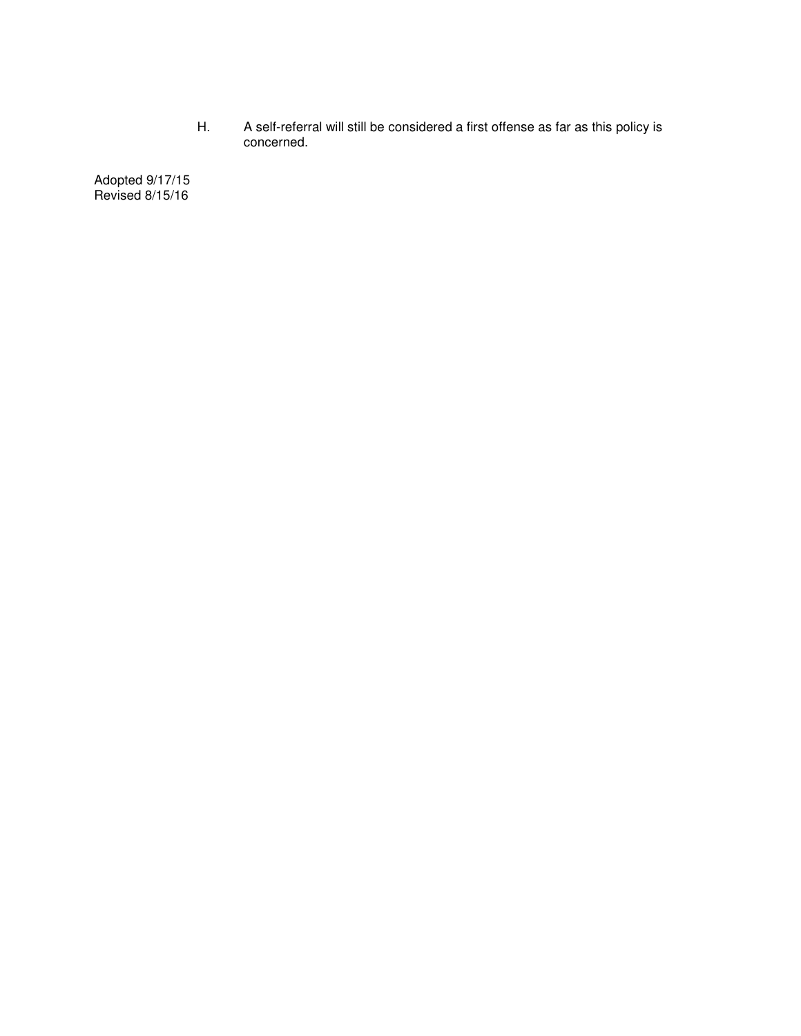H. A self-referral will still be considered a first offense as far as this policy is concerned.

Adopted 9/17/15
Revised 8/15/16